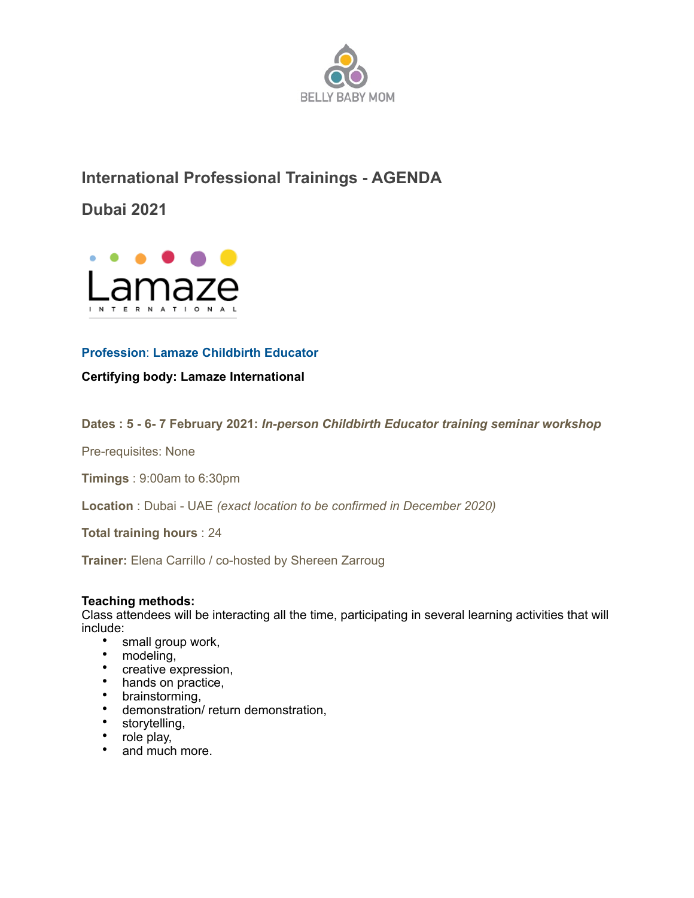BELLY BABY MOM

# International Professional Trainings - AGENDA

## Dubai 2021

Lamaze

INTERNATIONAL

**Profession**: **Lamaze Childbirth Educator**

**Certifying body: Lamaze International**

**Dates : 5 - 6- 7 February 2021:** ***In-person Childbirth Educator training seminar workshop***

Pre-requisites: None

**Timings** : 9:00am to 6:30pm

**Location** : Dubai - UAE *(exact location to be confirmed in December 2020)*

**Total training hours** : 24

**Trainer:** Elena Carrillo / co-hosted by Shereen Zarroug

**Teaching methods:**
Class attendees will be interacting all the time, participating in several learning activities that will include:

- small group work,
- modeling,
- creative expression,
- hands on practice,
- brainstorming,
- demonstration/ return demonstration,
- storytelling,
- role play,
- and much more.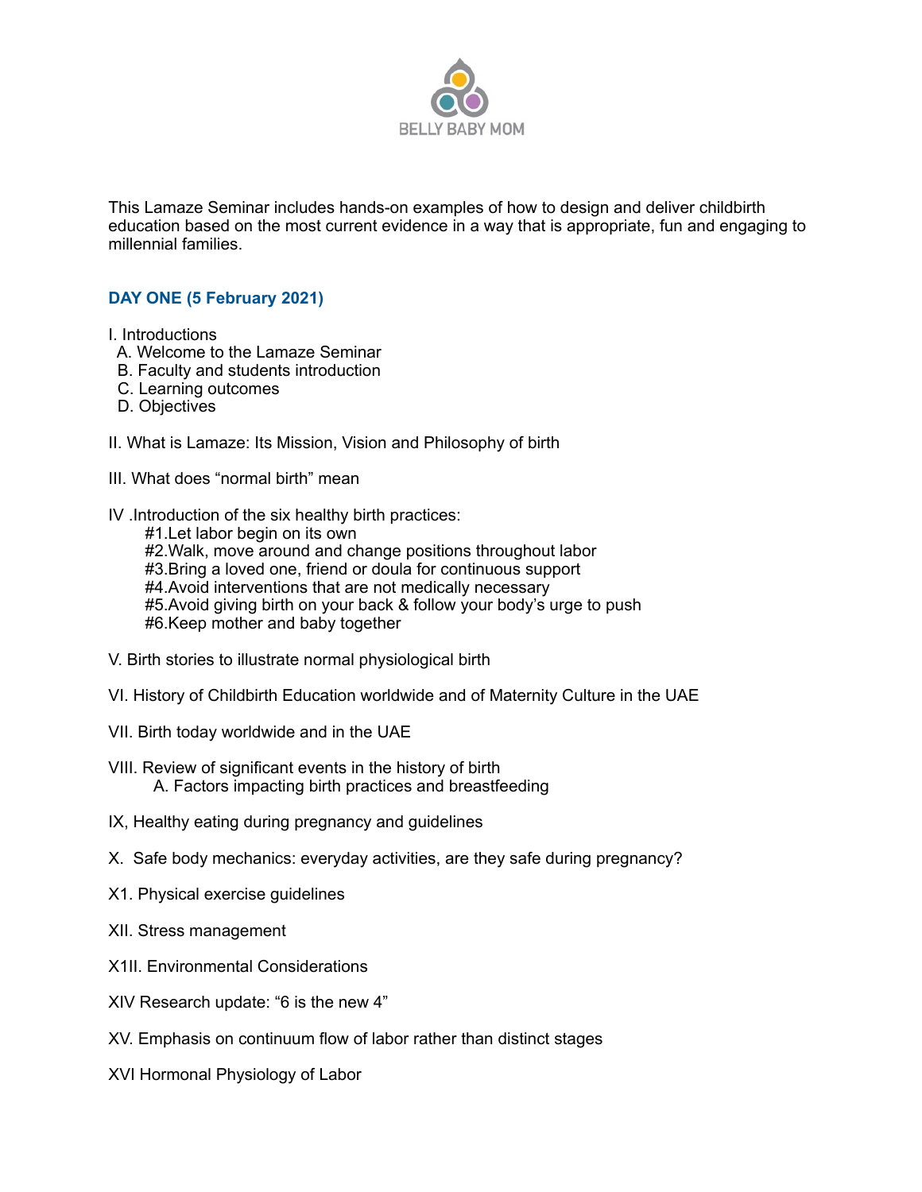BELLY BABY MOM

This Lamaze Seminar includes hands-on examples of how to design and deliver childbirth education based on the most current evidence in a way that is appropriate, fun and engaging to millennial families.

### DAY ONE (5 February 2021)

I. Introductions
  A. Welcome to the Lamaze Seminar
  B. Faculty and students introduction
  C. Learning outcomes
  D. Objectives

II. What is Lamaze: Its Mission, Vision and Philosophy of birth

III. What does "normal birth" mean

IV .Introduction of the six healthy birth practices:
  #1.Let labor begin on its own
  #2.Walk, move around and change positions throughout labor
  #3.Bring a loved one, friend or doula for continuous support
  #4.Avoid interventions that are not medically necessary
  #5.Avoid giving birth on your back & follow your body's urge to push
  #6.Keep mother and baby together

V. Birth stories to illustrate normal physiological birth

VI. History of Childbirth Education worldwide and of Maternity Culture in the UAE

VII. Birth today worldwide and in the UAE

VIII. Review of significant events in the history of birth
  A. Factors impacting birth practices and breastfeeding

IX, Healthy eating during pregnancy and guidelines

X. Safe body mechanics: everyday activities, are they safe during pregnancy?

X1. Physical exercise guidelines

XII. Stress management

X1II. Environmental Considerations

XIV Research update: "6 is the new 4"

XV. Emphasis on continuum flow of labor rather than distinct stages

XVI Hormonal Physiology of Labor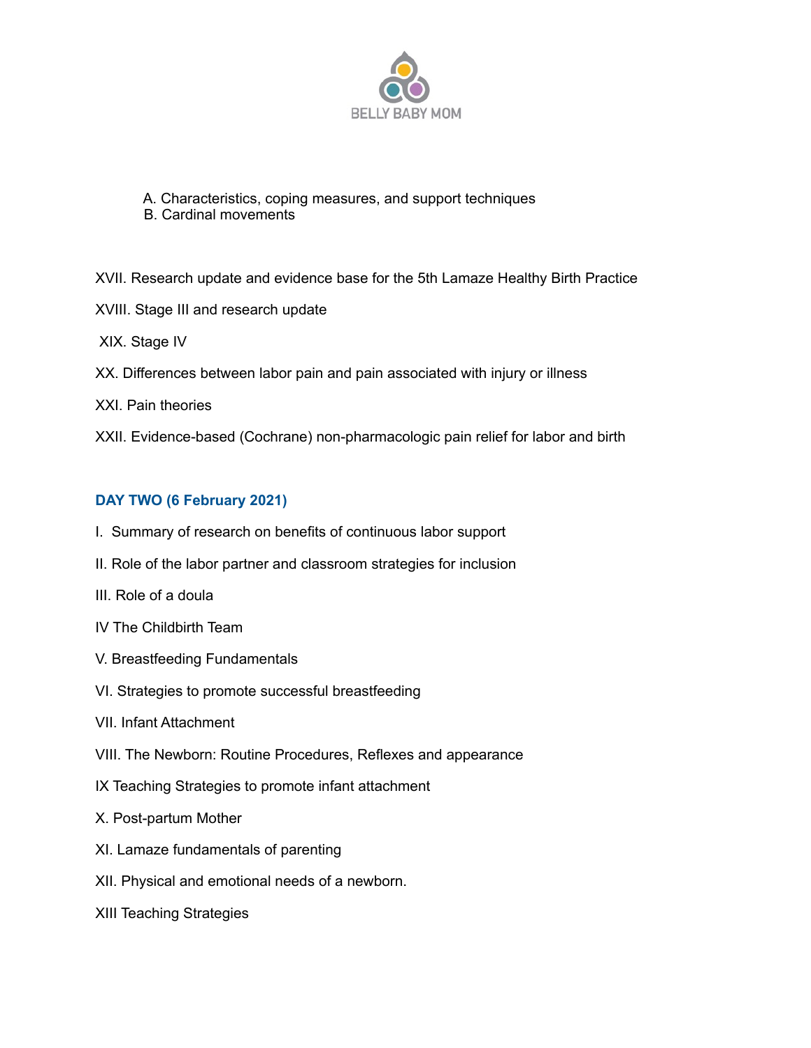A. Characteristics, coping measures, and support techniques
B. Cardinal movements

XVII. Research update and evidence base for the 5th Lamaze Healthy Birth Practice

XVIII. Stage III and research update

XIX. Stage IV

XX. Differences between labor pain and pain associated with injury or illness

XXI. Pain theories

XXII. Evidence-based (Cochrane) non-pharmacologic pain relief for labor and birth

## DAY TWO (6 February 2021)

I. Summary of research on benefits of continuous labor support

II. Role of the labor partner and classroom strategies for inclusion

III. Role of a doula

IV The Childbirth Team

V. Breastfeeding Fundamentals

VI. Strategies to promote successful breastfeeding

VII. Infant Attachment

VIII. The Newborn: Routine Procedures, Reflexes and appearance

IX Teaching Strategies to promote infant attachment

X. Post-partum Mother

XI. Lamaze fundamentals of parenting

XII. Physical and emotional needs of a newborn.

XIII Teaching Strategies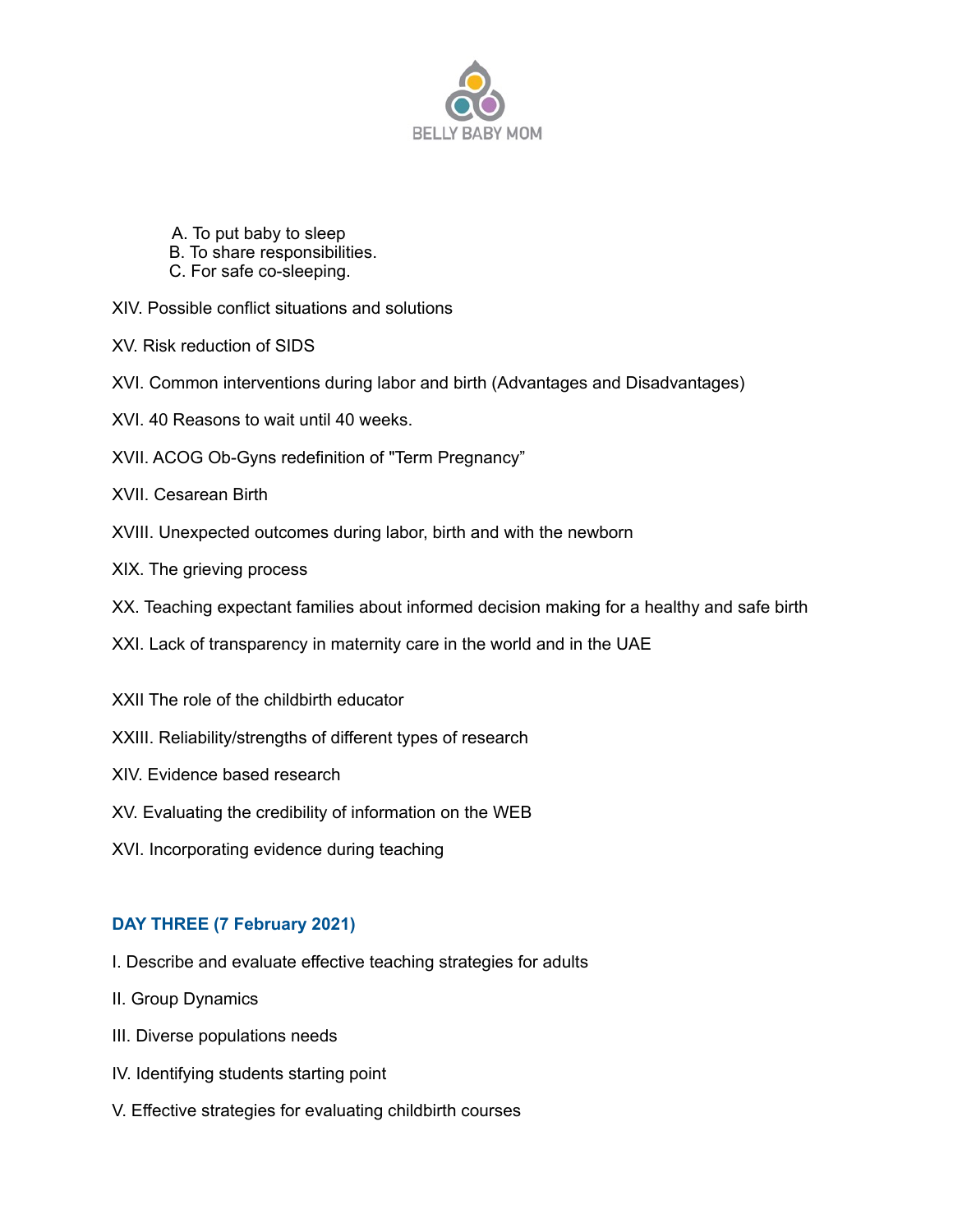A. To put baby to sleep
B. To share responsibilities.
C. For safe co-sleeping.

XIV. Possible conflict situations and solutions

XV. Risk reduction of SIDS

XVI. Common interventions during labor and birth (Advantages and Disadvantages)

XVI. 40 Reasons to wait until 40 weeks.

XVII. ACOG Ob-Gyns redefinition of "Term Pregnancy”

XVII. Cesarean Birth

XVIII. Unexpected outcomes during labor, birth and with the newborn

XIX. The grieving process

XX. Teaching expectant families about informed decision making for a healthy and safe birth

XXI. Lack of transparency in maternity care in the world and in the UAE

XXII The role of the childbirth educator

XXIII. Reliability/strengths of different types of research

XIV. Evidence based research

XV. Evaluating the credibility of information on the WEB

XVI. Incorporating evidence during teaching

### DAY THREE (7 February 2021)

I. Describe and evaluate effective teaching strategies for adults

II. Group Dynamics

III. Diverse populations needs

IV. Identifying students starting point

V. Effective strategies for evaluating childbirth courses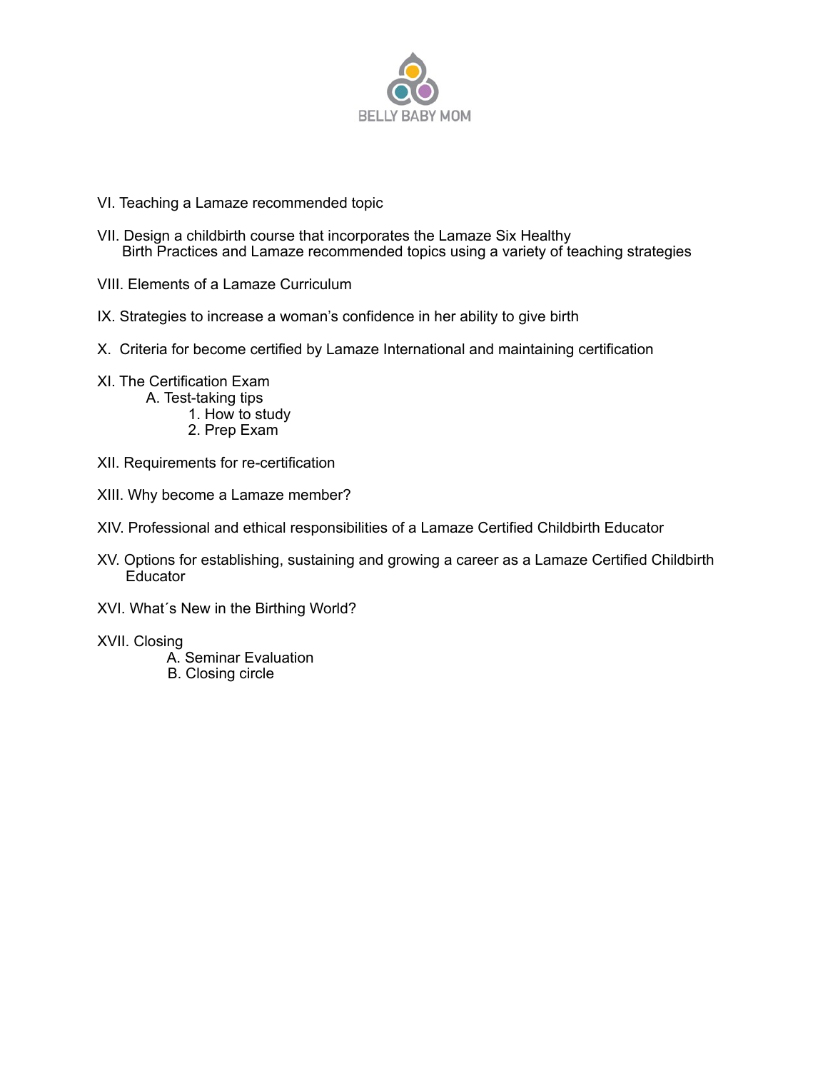VI. Teaching a Lamaze recommended topic

VII. Design a childbirth course that incorporates the Lamaze Six Healthy Birth Practices and Lamaze recommended topics using a variety of teaching strategies

VIII. Elements of a Lamaze Curriculum

IX. Strategies to increase a woman's confidence in her ability to give birth

X. Criteria for become certified by Lamaze International and maintaining certification

XI. The Certification Exam
- A. Test-taking tips
  - 1. How to study
  - 2. Prep Exam

XII. Requirements for re-certification

XIII. Why become a Lamaze member?

XIV. Professional and ethical responsibilities of a Lamaze Certified Childbirth Educator

XV. Options for establishing, sustaining and growing a career as a Lamaze Certified Childbirth Educator

XVI. What´s New in the Birthing World?

XVII. Closing
- A. Seminar Evaluation
- B. Closing circle